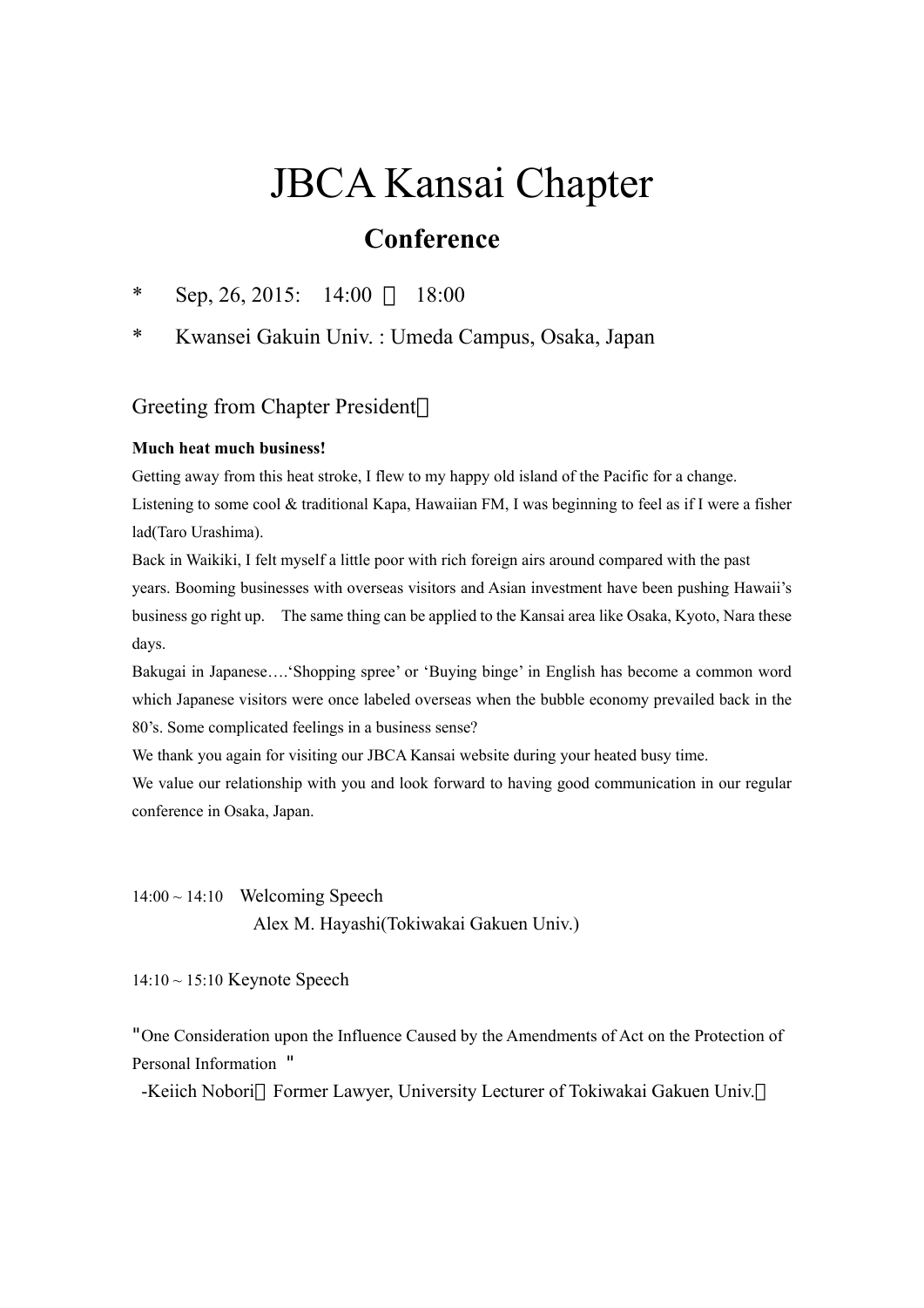# JBCA Kansai Chapter

## Conference

* Sep, 26, 2015: 14:00 ～ 18:00
* Kwansei Gakuin Univ. : Umeda Campus, Osaka, Japan

### Greeting from Chapter President：

**Much heat much business!**

Getting away from this heat stroke, I flew to my happy old island of the Pacific for a change.
Listening to some cool & traditional Kapa, Hawaiian FM, I was beginning to feel as if I were a fisher lad(Taro Urashima).
Back in Waikiki, I felt myself a little poor with rich foreign airs around compared with the past years. Booming businesses with overseas visitors and Asian investment have been pushing Hawaii's business go right up. The same thing can be applied to the Kansai area like Osaka, Kyoto, Nara these days.
Bakugai in Japanese….'Shopping spree' or 'Buying binge' in English has become a common word which Japanese visitors were once labeled overseas when the bubble economy prevailed back in the 80's. Some complicated feelings in a business sense?
We thank you again for visiting our JBCA Kansai website during your heated busy time.
We value our relationship with you and look forward to having good communication in our regular conference in Osaka, Japan.

14:00 ~ 14:10 Welcoming Speech
Alex M. Hayashi(Tokiwakai Gakuen Univ.)

14:10 ~ 15:10 Keynote Speech

"One Consideration upon the Influence Caused by the Amendments of Act on the Protection of Personal Information "
-Keiich Nobori（Former Lawyer, University Lecturer of Tokiwakai Gakuen Univ.）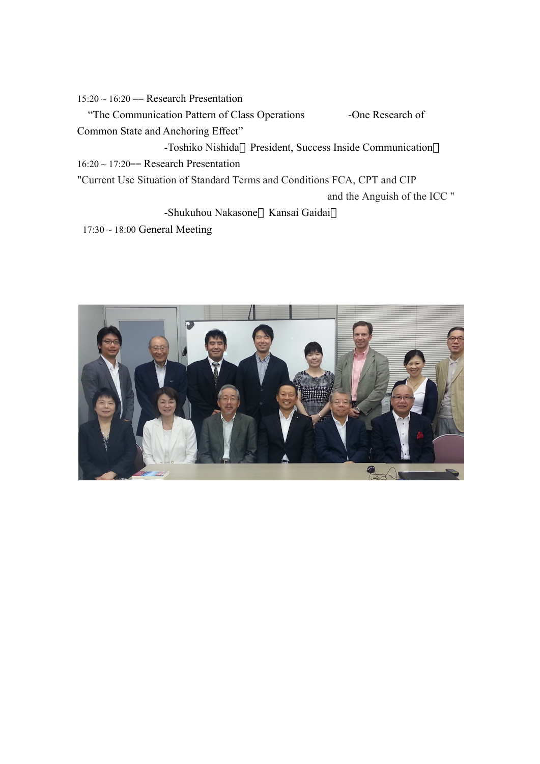15:20 ~ 16:20 == Research Presentation

"The Communication Pattern of Class Operations -One Research of Common State and Anchoring Effect"

-Toshiko Nishida（President, Success Inside Communication）

16:20 ~ 17:20== Research Presentation

"Current Use Situation of Standard Terms and Conditions FCA, CPT and CIP and the Anguish of the ICC "

-Shukuhou Nakasone（Kansai Gaidai）

17:30 ~ 18:00 General Meeting